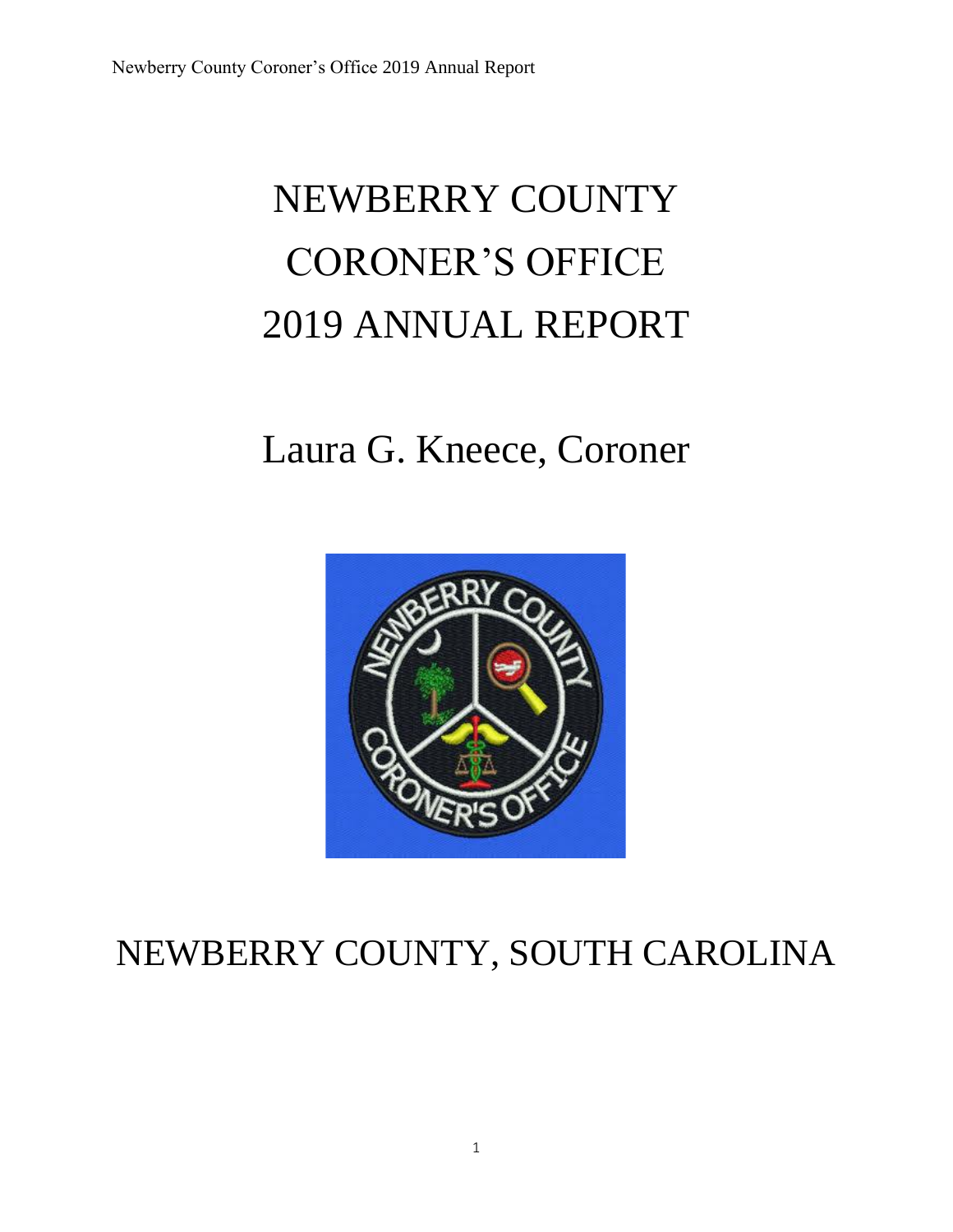# NEWBERRY COUNTY CORONER'S OFFICE 2019 ANNUAL REPORT

## Laura G. Kneece, Coroner

## NEWBERRY COUNTY, SOUTH CAROLINA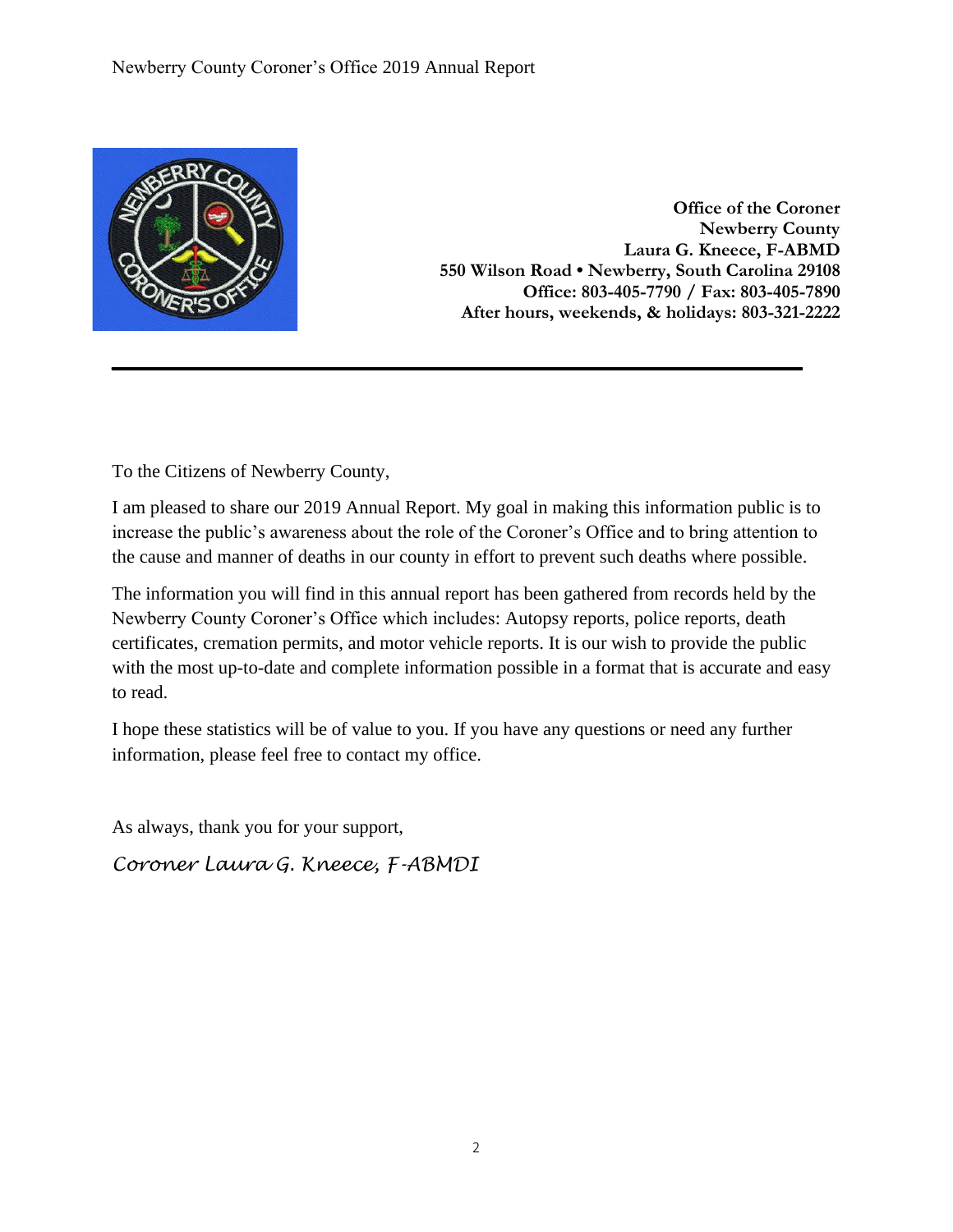**Office of the Coroner**
**Newberry County**
**Laura G. Kneece, F-ABMD**
**550 Wilson Road • Newberry, South Carolina 29108**
**Office: 803-405-7790 / Fax: 803-405-7890**
**After hours, weekends, & holidays: 803-321-2222**

---

To the Citizens of Newberry County,

I am pleased to share our 2019 Annual Report. My goal in making this information public is to increase the public's awareness about the role of the Coroner's Office and to bring attention to the cause and manner of deaths in our county in effort to prevent such deaths where possible.

The information you will find in this annual report has been gathered from records held by the Newberry County Coroner's Office which includes: Autopsy reports, police reports, death certificates, cremation permits, and motor vehicle reports. It is our wish to provide the public with the most up-to-date and complete information possible in a format that is accurate and easy to read.

I hope these statistics will be of value to you. If you have any questions or need any further information, please feel free to contact my office.

As always, thank you for your support,

*Coroner Laura G. Kneece, F-ABMDI*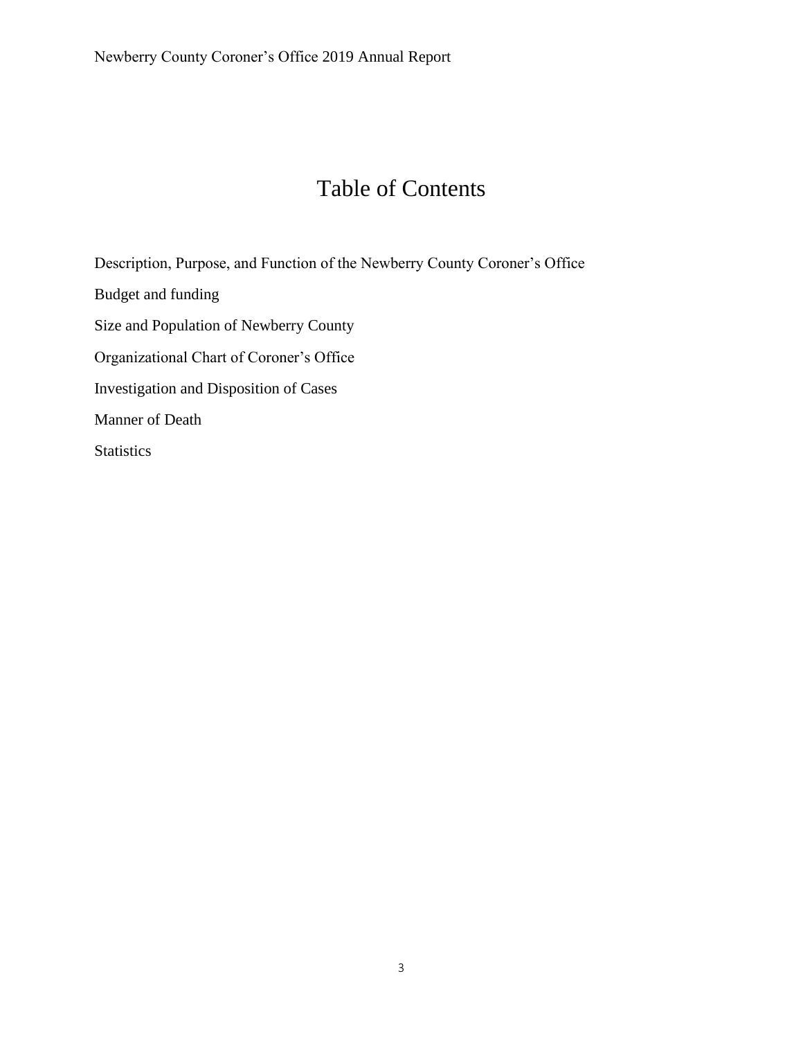# Table of Contents

Description, Purpose, and Function of the Newberry County Coroner's Office

Budget and funding

Size and Population of Newberry County

Organizational Chart of Coroner's Office

Investigation and Disposition of Cases

Manner of Death

Statistics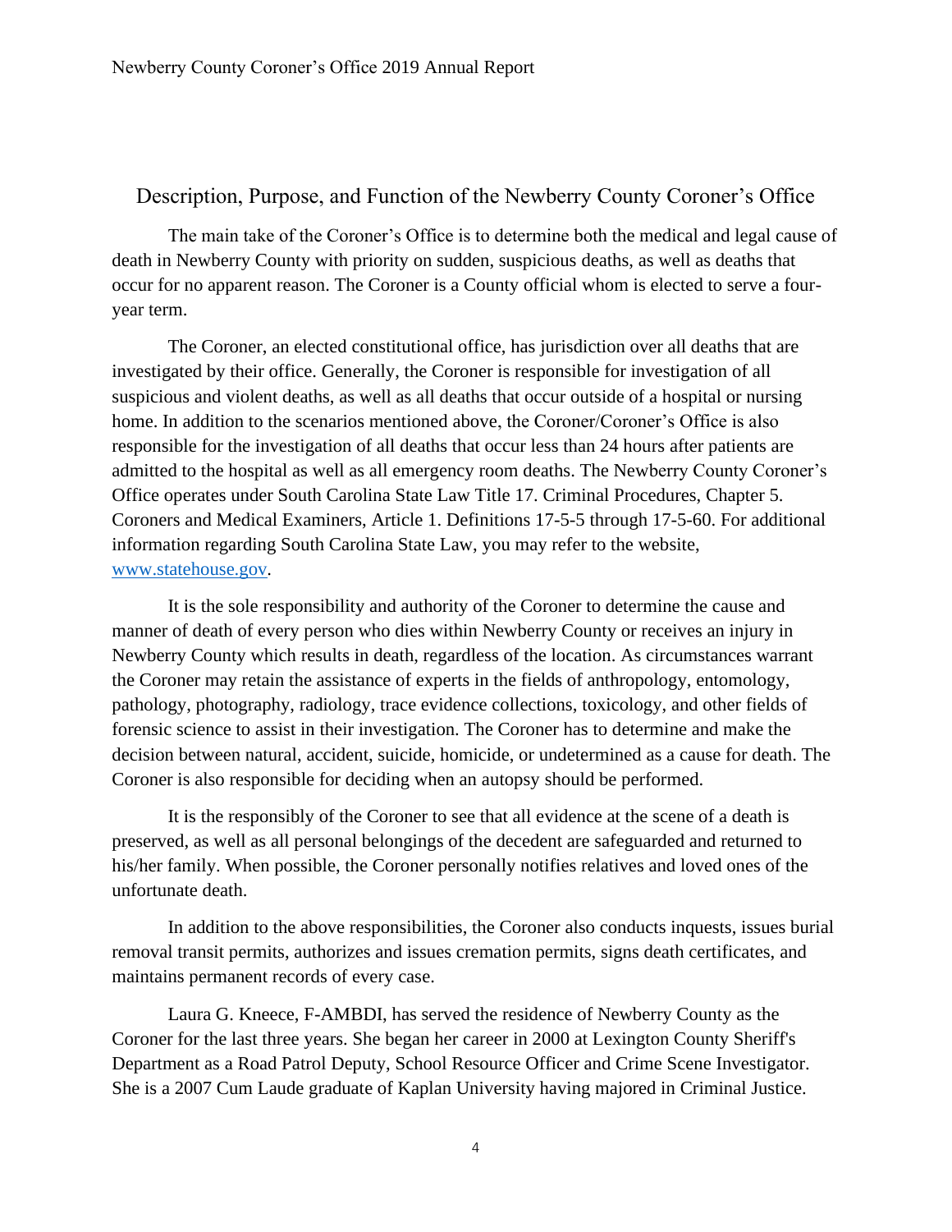## Description, Purpose, and Function of the Newberry County Coroner's Office

The main take of the Coroner's Office is to determine both the medical and legal cause of death in Newberry County with priority on sudden, suspicious deaths, as well as deaths that occur for no apparent reason. The Coroner is a County official whom is elected to serve a four-year term.

The Coroner, an elected constitutional office, has jurisdiction over all deaths that are investigated by their office. Generally, the Coroner is responsible for investigation of all suspicious and violent deaths, as well as all deaths that occur outside of a hospital or nursing home. In addition to the scenarios mentioned above, the Coroner/Coroner's Office is also responsible for the investigation of all deaths that occur less than 24 hours after patients are admitted to the hospital as well as all emergency room deaths. The Newberry County Coroner's Office operates under South Carolina State Law Title 17. Criminal Procedures, Chapter 5. Coroners and Medical Examiners, Article 1. Definitions 17-5-5 through 17-5-60. For additional information regarding South Carolina State Law, you may refer to the website, [www.statehouse.gov](http://www.statehouse.gov).

It is the sole responsibility and authority of the Coroner to determine the cause and manner of death of every person who dies within Newberry County or receives an injury in Newberry County which results in death, regardless of the location. As circumstances warrant the Coroner may retain the assistance of experts in the fields of anthropology, entomology, pathology, photography, radiology, trace evidence collections, toxicology, and other fields of forensic science to assist in their investigation. The Coroner has to determine and make the decision between natural, accident, suicide, homicide, or undetermined as a cause for death. The Coroner is also responsible for deciding when an autopsy should be performed.

It is the responsibly of the Coroner to see that all evidence at the scene of a death is preserved, as well as all personal belongings of the decedent are safeguarded and returned to his/her family. When possible, the Coroner personally notifies relatives and loved ones of the unfortunate death.

In addition to the above responsibilities, the Coroner also conducts inquests, issues burial removal transit permits, authorizes and issues cremation permits, signs death certificates, and maintains permanent records of every case.

Laura G. Kneece, F-AMBDI, has served the residence of Newberry County as the Coroner for the last three years. She began her career in 2000 at Lexington County Sheriff's Department as a Road Patrol Deputy, School Resource Officer and Crime Scene Investigator. She is a 2007 Cum Laude graduate of Kaplan University having majored in Criminal Justice.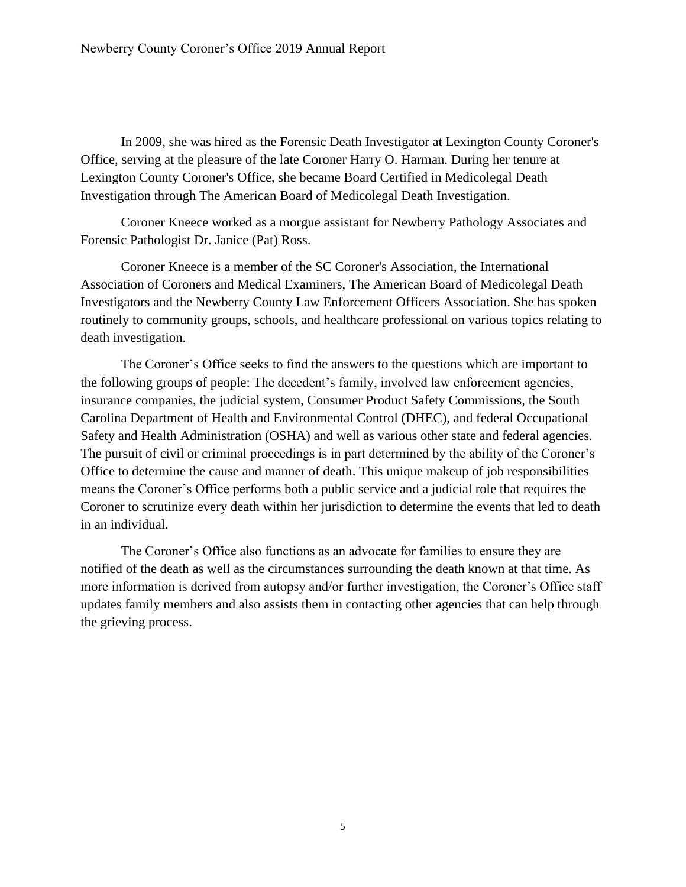In 2009, she was hired as the Forensic Death Investigator at Lexington County Coroner's Office, serving at the pleasure of the late Coroner Harry O. Harman. During her tenure at Lexington County Coroner's Office, she became Board Certified in Medicolegal Death Investigation through The American Board of Medicolegal Death Investigation.

Coroner Kneece worked as a morgue assistant for Newberry Pathology Associates and Forensic Pathologist Dr. Janice (Pat) Ross.

Coroner Kneece is a member of the SC Coroner's Association, the International Association of Coroners and Medical Examiners, The American Board of Medicolegal Death Investigators and the Newberry County Law Enforcement Officers Association. She has spoken routinely to community groups, schools, and healthcare professional on various topics relating to death investigation.

The Coroner's Office seeks to find the answers to the questions which are important to the following groups of people: The decedent's family, involved law enforcement agencies, insurance companies, the judicial system, Consumer Product Safety Commissions, the South Carolina Department of Health and Environmental Control (DHEC), and federal Occupational Safety and Health Administration (OSHA) and well as various other state and federal agencies. The pursuit of civil or criminal proceedings is in part determined by the ability of the Coroner's Office to determine the cause and manner of death. This unique makeup of job responsibilities means the Coroner's Office performs both a public service and a judicial role that requires the Coroner to scrutinize every death within her jurisdiction to determine the events that led to death in an individual.

The Coroner's Office also functions as an advocate for families to ensure they are notified of the death as well as the circumstances surrounding the death known at that time. As more information is derived from autopsy and/or further investigation, the Coroner's Office staff updates family members and also assists them in contacting other agencies that can help through the grieving process.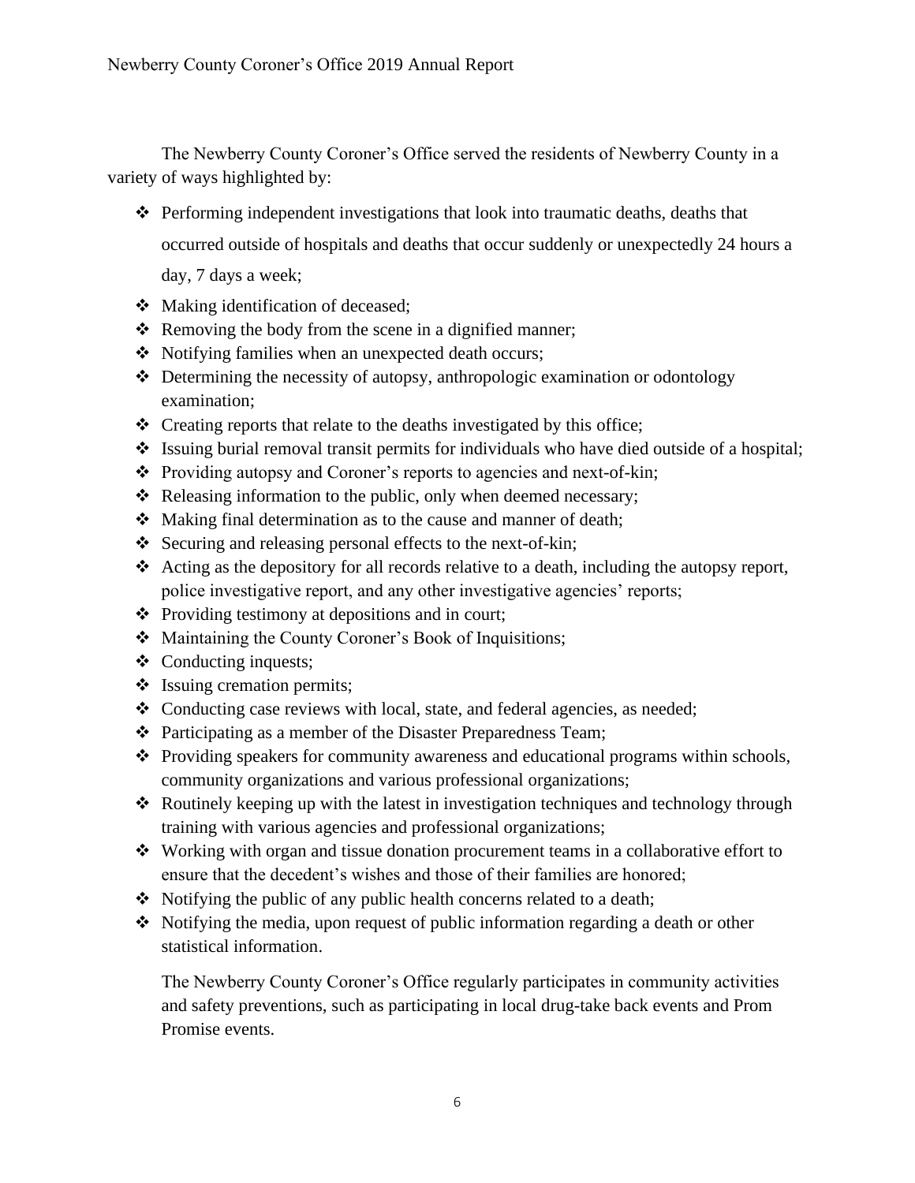The Newberry County Coroner's Office served the residents of Newberry County in a variety of ways highlighted by:

- Performing independent investigations that look into traumatic deaths, deaths that occurred outside of hospitals and deaths that occur suddenly or unexpectedly 24 hours a day, 7 days a week;
- Making identification of deceased;
- Removing the body from the scene in a dignified manner;
- Notifying families when an unexpected death occurs;
- Determining the necessity of autopsy, anthropologic examination or odontology examination;
- Creating reports that relate to the deaths investigated by this office;
- Issuing burial removal transit permits for individuals who have died outside of a hospital;
- Providing autopsy and Coroner's reports to agencies and next-of-kin;
- Releasing information to the public, only when deemed necessary;
- Making final determination as to the cause and manner of death;
- Securing and releasing personal effects to the next-of-kin;
- Acting as the depository for all records relative to a death, including the autopsy report, police investigative report, and any other investigative agencies' reports;
- Providing testimony at depositions and in court;
- Maintaining the County Coroner's Book of Inquisitions;
- Conducting inquests;
- Issuing cremation permits;
- Conducting case reviews with local, state, and federal agencies, as needed;
- Participating as a member of the Disaster Preparedness Team;
- Providing speakers for community awareness and educational programs within schools, community organizations and various professional organizations;
- Routinely keeping up with the latest in investigation techniques and technology through training with various agencies and professional organizations;
- Working with organ and tissue donation procurement teams in a collaborative effort to ensure that the decedent's wishes and those of their families are honored;
- Notifying the public of any public health concerns related to a death;
- Notifying the media, upon request of public information regarding a death or other statistical information.

The Newberry County Coroner's Office regularly participates in community activities and safety preventions, such as participating in local drug-take back events and Prom Promise events.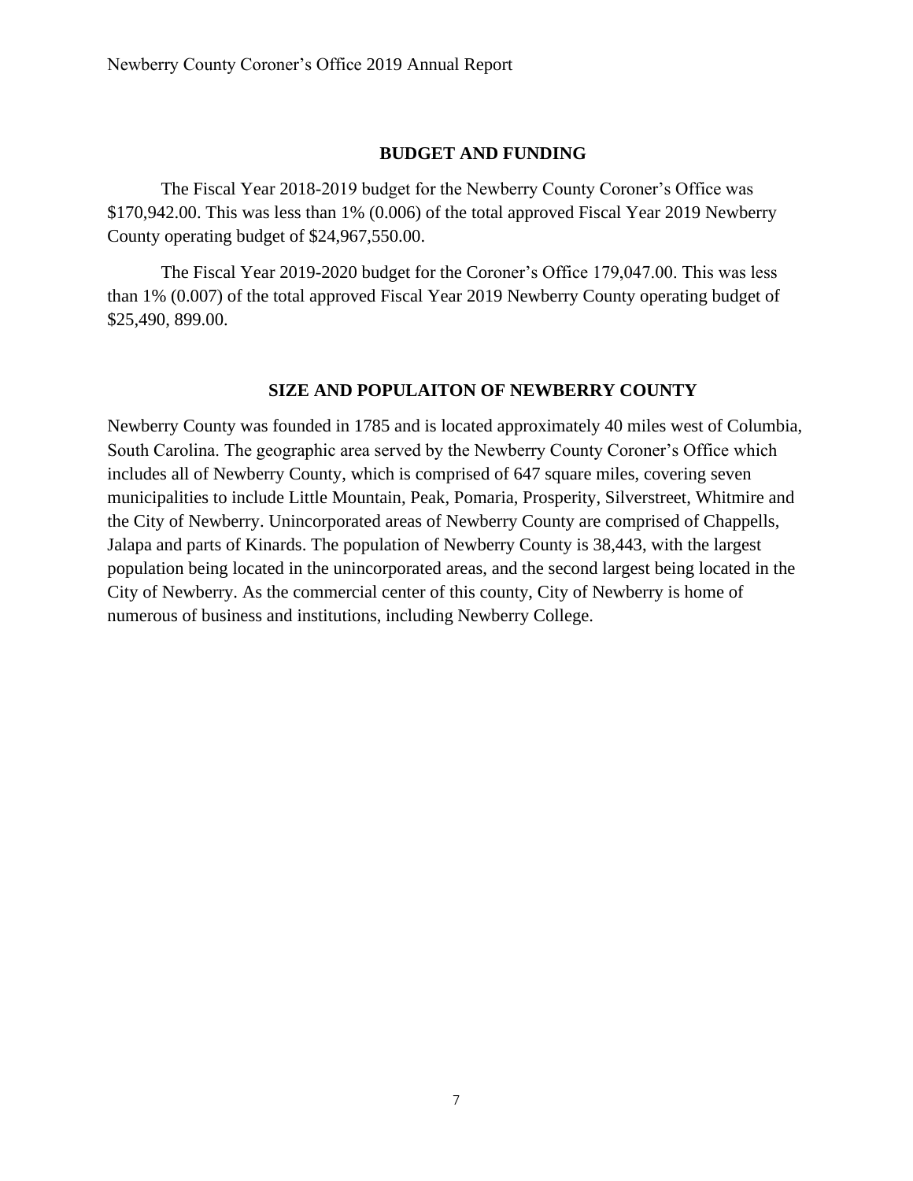## BUDGET AND FUNDING

The Fiscal Year 2018-2019 budget for the Newberry County Coroner's Office was $170,942.00. This was less than 1% (0.006) of the total approved Fiscal Year 2019 Newberry County operating budget of $24,967,550.00.

The Fiscal Year 2019-2020 budget for the Coroner's Office 179,047.00. This was less than 1% (0.007) of the total approved Fiscal Year 2019 Newberry County operating budget of $25,490, 899.00.

## SIZE AND POPULAITON OF NEWBERRY COUNTY

Newberry County was founded in 1785 and is located approximately 40 miles west of Columbia, South Carolina. The geographic area served by the Newberry County Coroner's Office which includes all of Newberry County, which is comprised of 647 square miles, covering seven municipalities to include Little Mountain, Peak, Pomaria, Prosperity, Silverstreet, Whitmire and the City of Newberry. Unincorporated areas of Newberry County are comprised of Chappells, Jalapa and parts of Kinards. The population of Newberry County is 38,443, with the largest population being located in the unincorporated areas, and the second largest being located in the City of Newberry. As the commercial center of this county, City of Newberry is home of numerous of business and institutions, including Newberry College.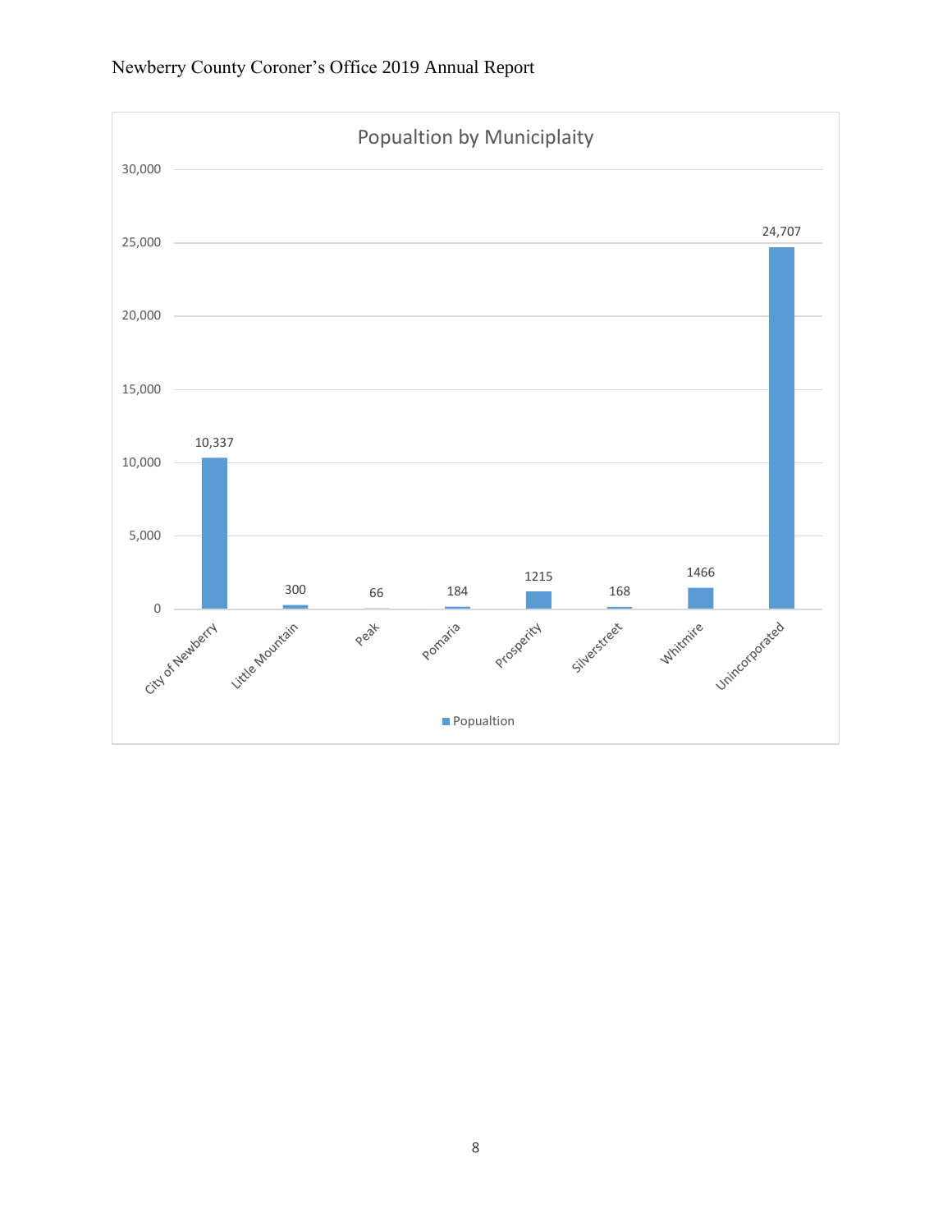## Popualtion by Municiplaity

| Municipality | Popualtion |
|---|---|
| City of Newberry | 10,337 |
| Little Mountain | 300 |
| Peak | 66 |
| Pomaria | 184 |
| Prosperity | 1215 |
| Silverstreet | 168 |
| Whitmire | 1466 |
| Unincorporated | 24,707 |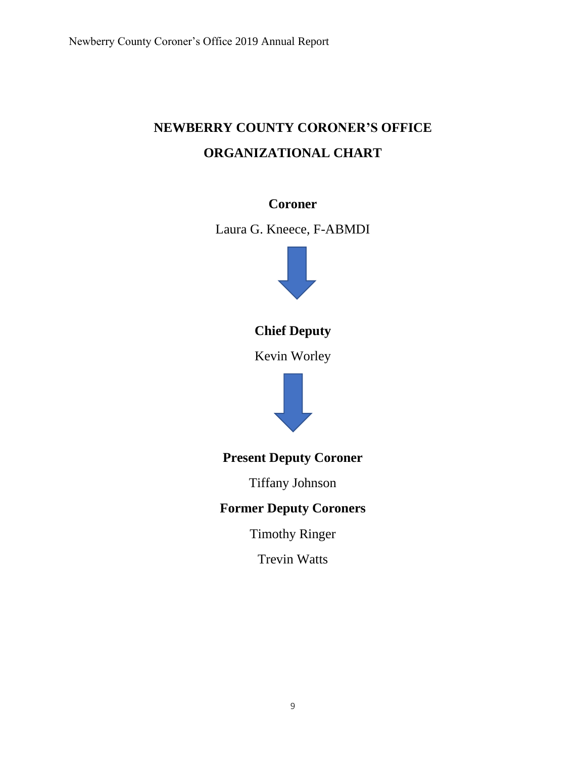# NEWBERRY COUNTY CORONER'S OFFICE

# ORGANIZATIONAL CHART

**Coroner**

Laura G. Kneece, F-ABMDI

**Chief Deputy**

Kevin Worley

**Present Deputy Coroner**

Tiffany Johnson

**Former Deputy Coroners**

Timothy Ringer

Trevin Watts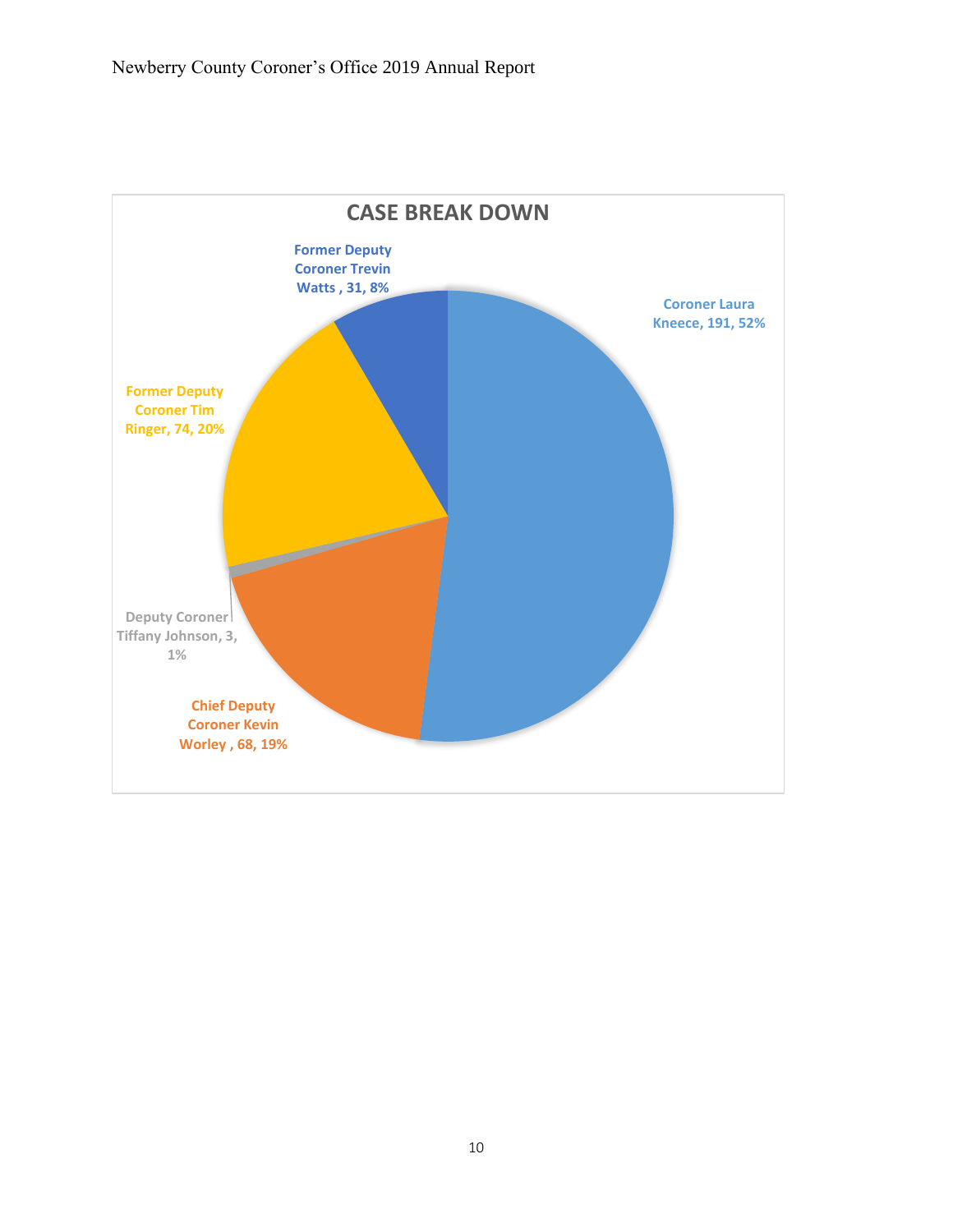## CASE BREAK DOWN

| Name | Cases | Percentage |
|---|---|---|
| Coroner Laura Kneece | 191 | 52% |
| Chief Deputy Coroner Kevin Worley | 68 | 19% |
| Deputy Coroner Tiffany Johnson | 3 | 1% |
| Former Deputy Coroner Tim Ringer | 74 | 20% |
| Former Deputy Coroner Trevin Watts | 31 | 8% |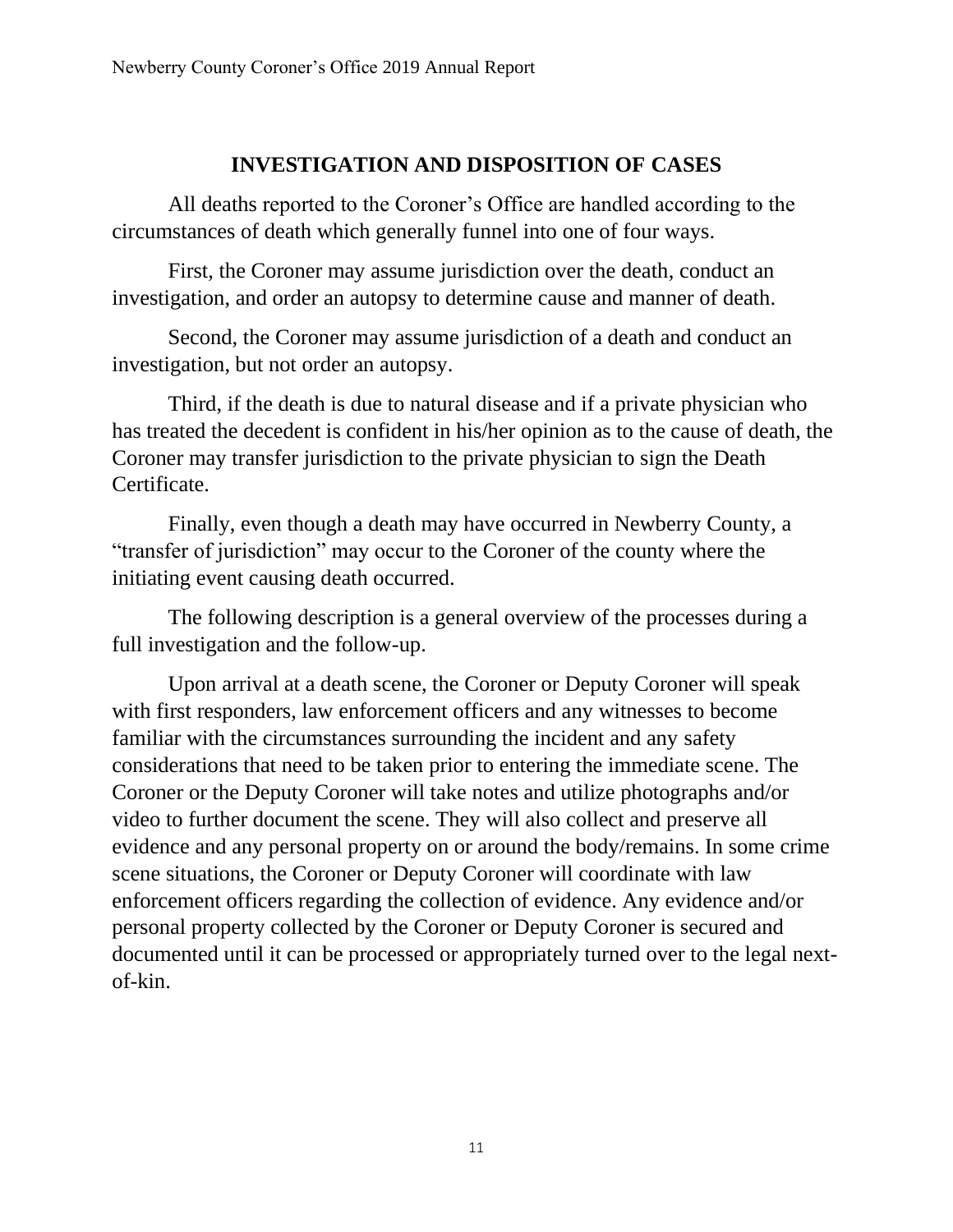## INVESTIGATION AND DISPOSITION OF CASES

All deaths reported to the Coroner's Office are handled according to the circumstances of death which generally funnel into one of four ways.

First, the Coroner may assume jurisdiction over the death, conduct an investigation, and order an autopsy to determine cause and manner of death.

Second, the Coroner may assume jurisdiction of a death and conduct an investigation, but not order an autopsy.

Third, if the death is due to natural disease and if a private physician who has treated the decedent is confident in his/her opinion as to the cause of death, the Coroner may transfer jurisdiction to the private physician to sign the Death Certificate.

Finally, even though a death may have occurred in Newberry County, a "transfer of jurisdiction" may occur to the Coroner of the county where the initiating event causing death occurred.

The following description is a general overview of the processes during a full investigation and the follow-up.

Upon arrival at a death scene, the Coroner or Deputy Coroner will speak with first responders, law enforcement officers and any witnesses to become familiar with the circumstances surrounding the incident and any safety considerations that need to be taken prior to entering the immediate scene. The Coroner or the Deputy Coroner will take notes and utilize photographs and/or video to further document the scene. They will also collect and preserve all evidence and any personal property on or around the body/remains. In some crime scene situations, the Coroner or Deputy Coroner will coordinate with law enforcement officers regarding the collection of evidence. Any evidence and/or personal property collected by the Coroner or Deputy Coroner is secured and documented until it can be processed or appropriately turned over to the legal next-of-kin.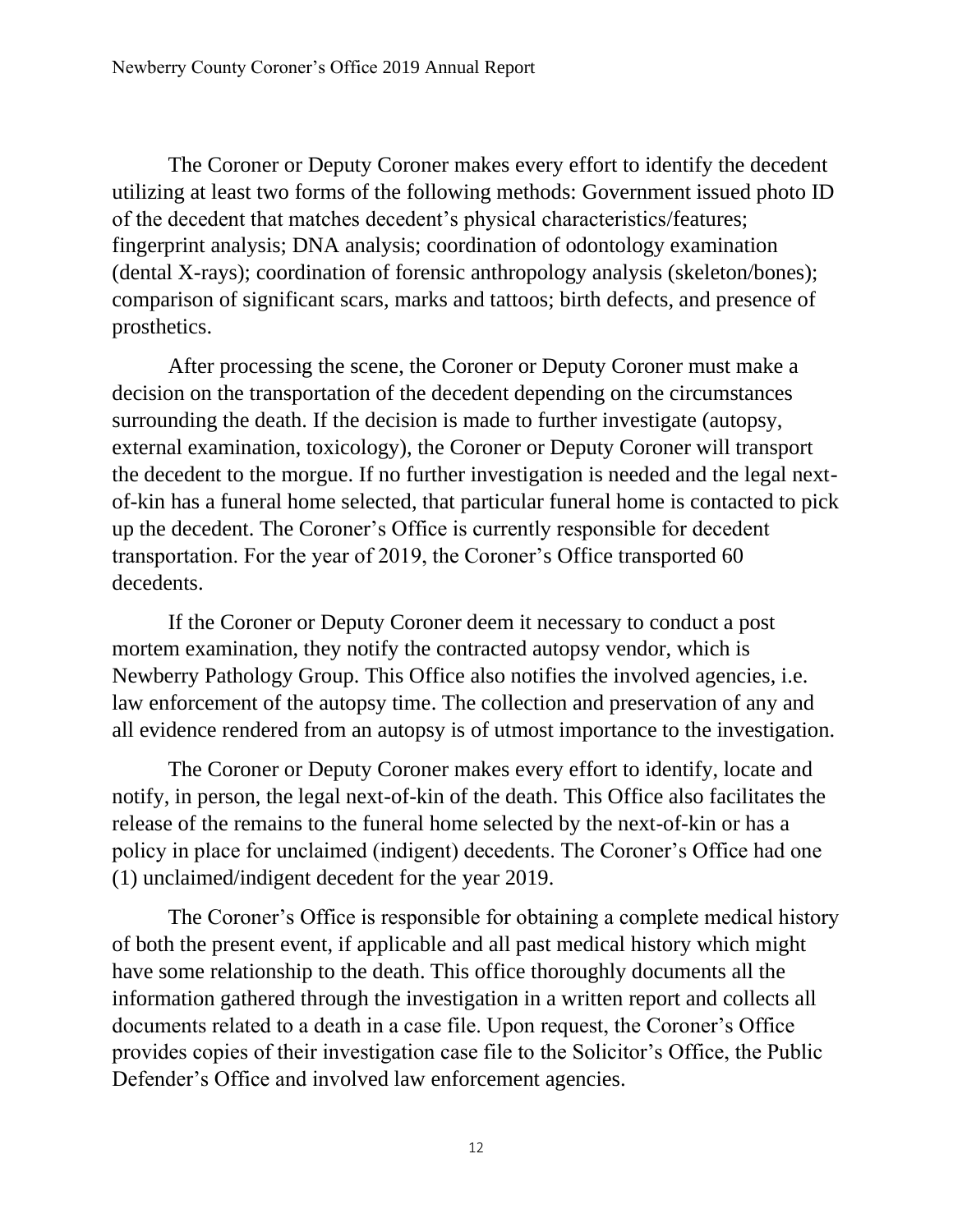The Coroner or Deputy Coroner makes every effort to identify the decedent utilizing at least two forms of the following methods: Government issued photo ID of the decedent that matches decedent's physical characteristics/features; fingerprint analysis; DNA analysis; coordination of odontology examination (dental X-rays); coordination of forensic anthropology analysis (skeleton/bones); comparison of significant scars, marks and tattoos; birth defects, and presence of prosthetics.

After processing the scene, the Coroner or Deputy Coroner must make a decision on the transportation of the decedent depending on the circumstances surrounding the death. If the decision is made to further investigate (autopsy, external examination, toxicology), the Coroner or Deputy Coroner will transport the decedent to the morgue. If no further investigation is needed and the legal next-of-kin has a funeral home selected, that particular funeral home is contacted to pick up the decedent. The Coroner's Office is currently responsible for decedent transportation. For the year of 2019, the Coroner's Office transported 60 decedents.

If the Coroner or Deputy Coroner deem it necessary to conduct a post mortem examination, they notify the contracted autopsy vendor, which is Newberry Pathology Group. This Office also notifies the involved agencies, i.e. law enforcement of the autopsy time. The collection and preservation of any and all evidence rendered from an autopsy is of utmost importance to the investigation.

The Coroner or Deputy Coroner makes every effort to identify, locate and notify, in person, the legal next-of-kin of the death. This Office also facilitates the release of the remains to the funeral home selected by the next-of-kin or has a policy in place for unclaimed (indigent) decedents. The Coroner's Office had one (1) unclaimed/indigent decedent for the year 2019.

The Coroner's Office is responsible for obtaining a complete medical history of both the present event, if applicable and all past medical history which might have some relationship to the death. This office thoroughly documents all the information gathered through the investigation in a written report and collects all documents related to a death in a case file. Upon request, the Coroner's Office provides copies of their investigation case file to the Solicitor's Office, the Public Defender's Office and involved law enforcement agencies.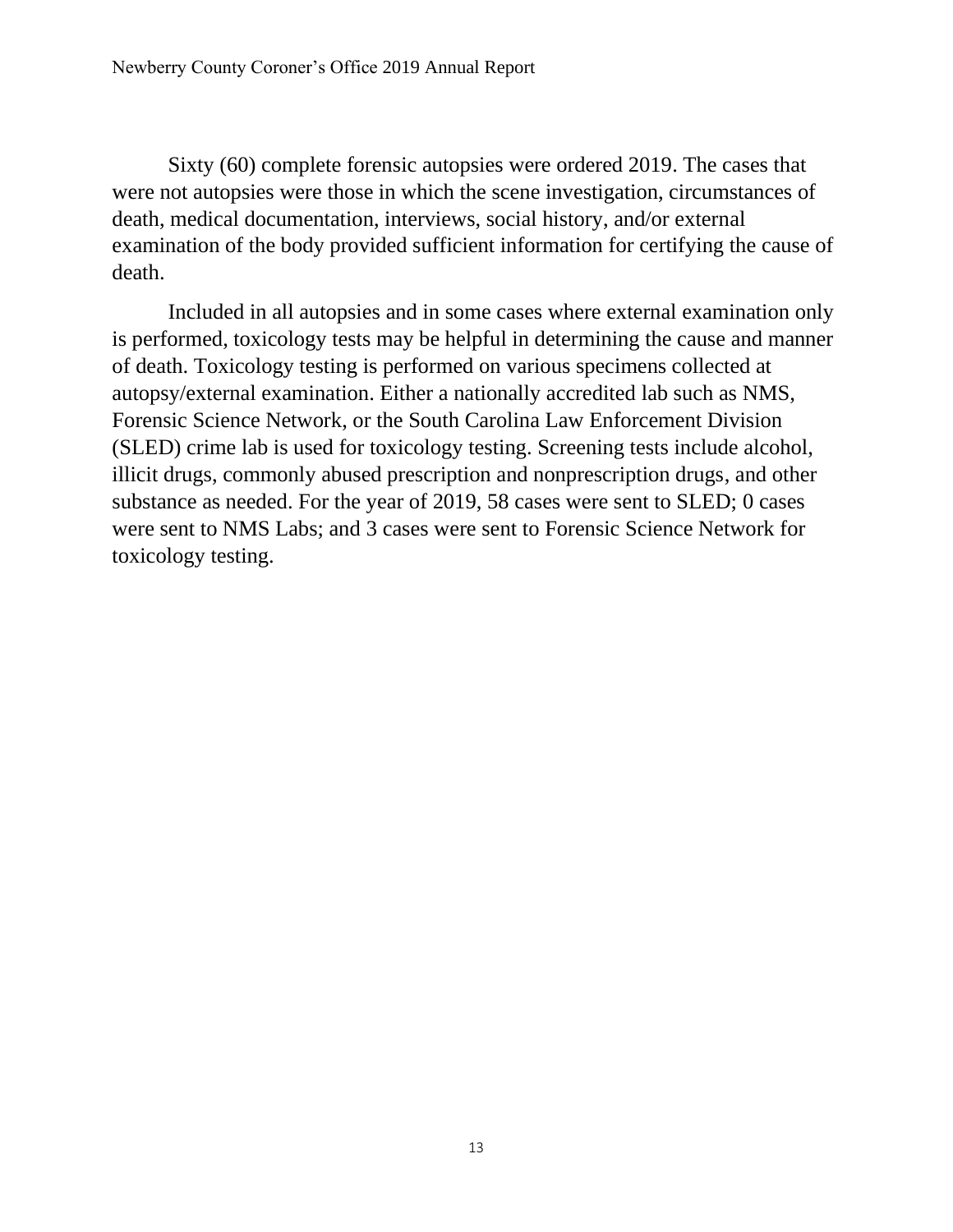Sixty (60) complete forensic autopsies were ordered 2019. The cases that were not autopsies were those in which the scene investigation, circumstances of death, medical documentation, interviews, social history, and/or external examination of the body provided sufficient information for certifying the cause of death.

Included in all autopsies and in some cases where external examination only is performed, toxicology tests may be helpful in determining the cause and manner of death. Toxicology testing is performed on various specimens collected at autopsy/external examination. Either a nationally accredited lab such as NMS, Forensic Science Network, or the South Carolina Law Enforcement Division (SLED) crime lab is used for toxicology testing. Screening tests include alcohol, illicit drugs, commonly abused prescription and nonprescription drugs, and other substance as needed. For the year of 2019, 58 cases were sent to SLED; 0 cases were sent to NMS Labs; and 3 cases were sent to Forensic Science Network for toxicology testing.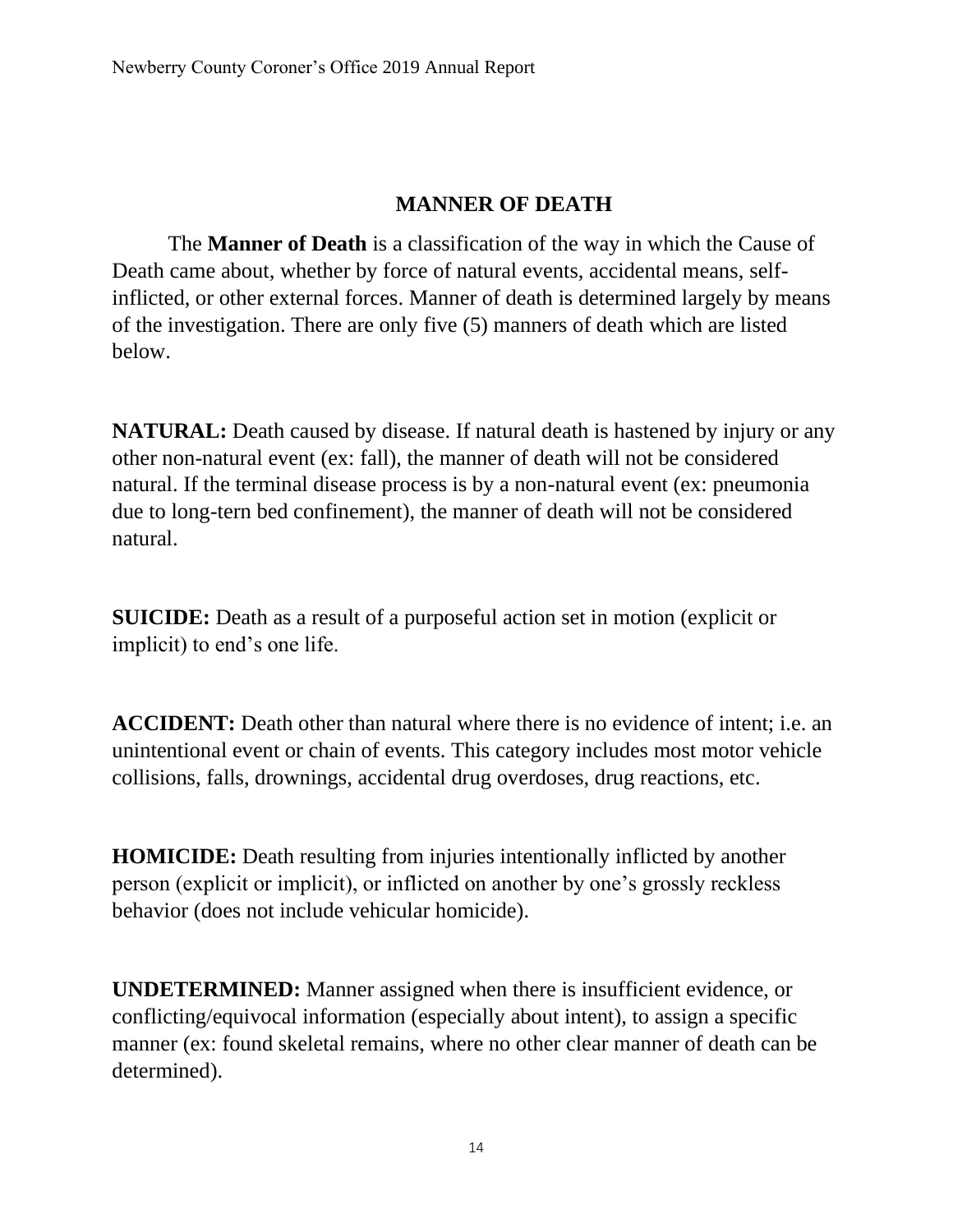## MANNER OF DEATH

The **Manner of Death** is a classification of the way in which the Cause of Death came about, whether by force of natural events, accidental means, self-inflicted, or other external forces. Manner of death is determined largely by means of the investigation. There are only five (5) manners of death which are listed below.

**NATURAL:** Death caused by disease. If natural death is hastened by injury or any other non-natural event (ex: fall), the manner of death will not be considered natural. If the terminal disease process is by a non-natural event (ex: pneumonia due to long-tern bed confinement), the manner of death will not be considered natural.

**SUICIDE:** Death as a result of a purposeful action set in motion (explicit or implicit) to end's one life.

**ACCIDENT:** Death other than natural where there is no evidence of intent; i.e. an unintentional event or chain of events. This category includes most motor vehicle collisions, falls, drownings, accidental drug overdoses, drug reactions, etc.

**HOMICIDE:** Death resulting from injuries intentionally inflicted by another person (explicit or implicit), or inflicted on another by one's grossly reckless behavior (does not include vehicular homicide).

**UNDETERMINED:** Manner assigned when there is insufficient evidence, or conflicting/equivocal information (especially about intent), to assign a specific manner (ex: found skeletal remains, where no other clear manner of death can be determined).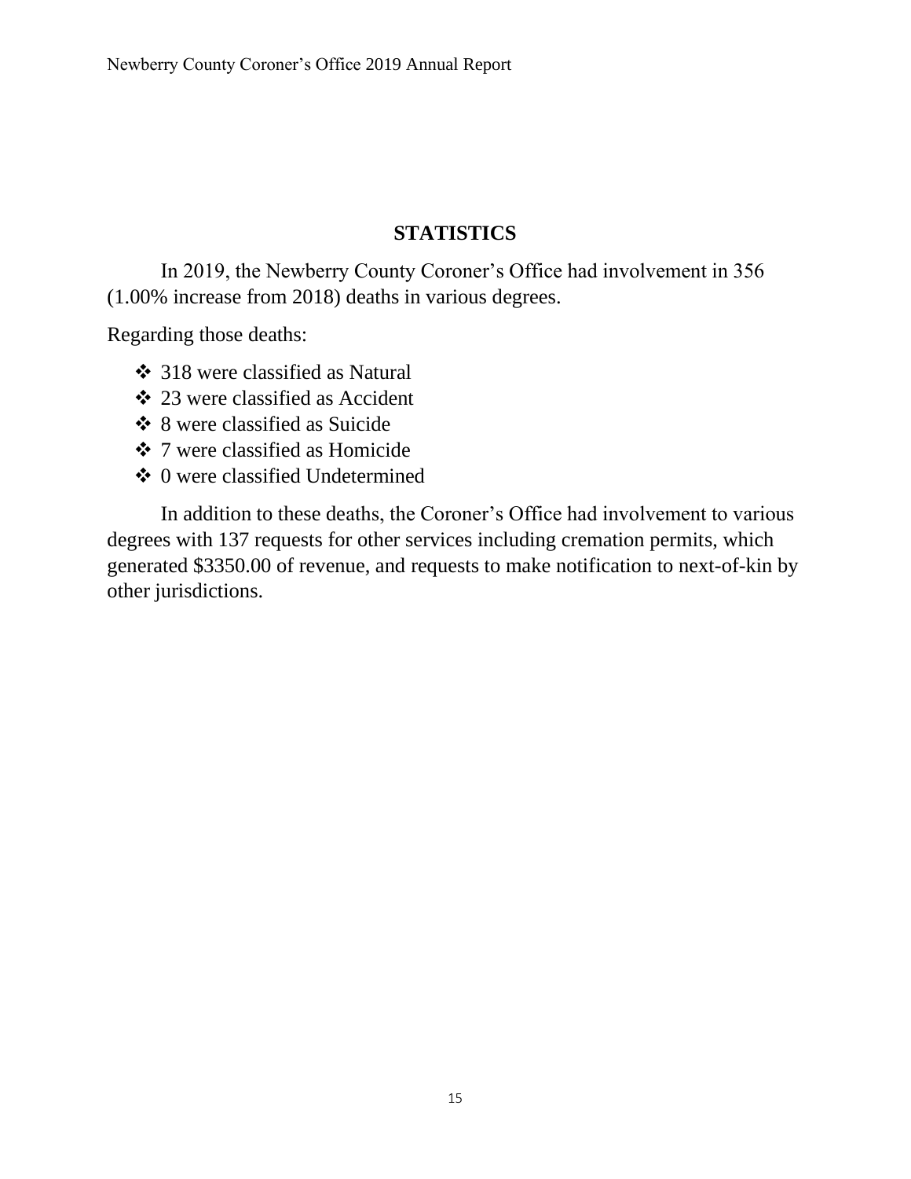## STATISTICS

In 2019, the Newberry County Coroner's Office had involvement in 356 (1.00% increase from 2018) deaths in various degrees.

Regarding those deaths:

- 318 were classified as Natural
- 23 were classified as Accident
- 8 were classified as Suicide
- 7 were classified as Homicide
- 0 were classified Undetermined

In addition to these deaths, the Coroner's Office had involvement to various degrees with 137 requests for other services including cremation permits, which generated $3350.00 of revenue, and requests to make notification to next-of-kin by other jurisdictions.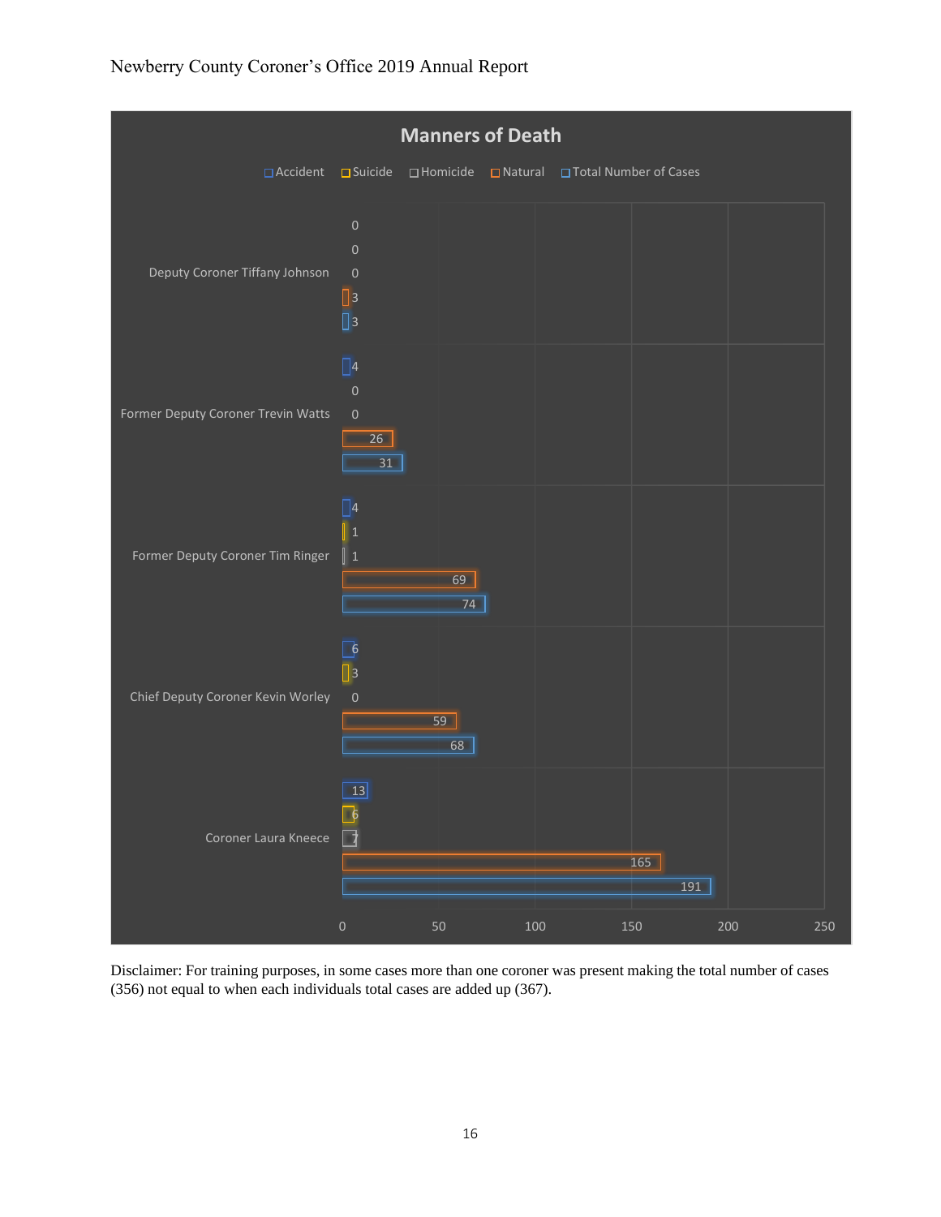Manners of Death

Accident Suicide Homicide Natural Total Number of Cases

Deputy Coroner Tiffany Johnson
0
0
0
3
3

Former Deputy Coroner Trevin Watts
4
0
0
26
31

Former Deputy Coroner Tim Ringer
4
1
1
69
74

Chief Deputy Coroner Kevin Worley
6
3
0
59
68

Coroner Laura Kneece
13
6
7
165
191

0 50 100 150 200 250

Disclaimer: For training purposes, in some cases more than one coroner was present making the total number of cases (356) not equal to when each individuals total cases are added up (367).